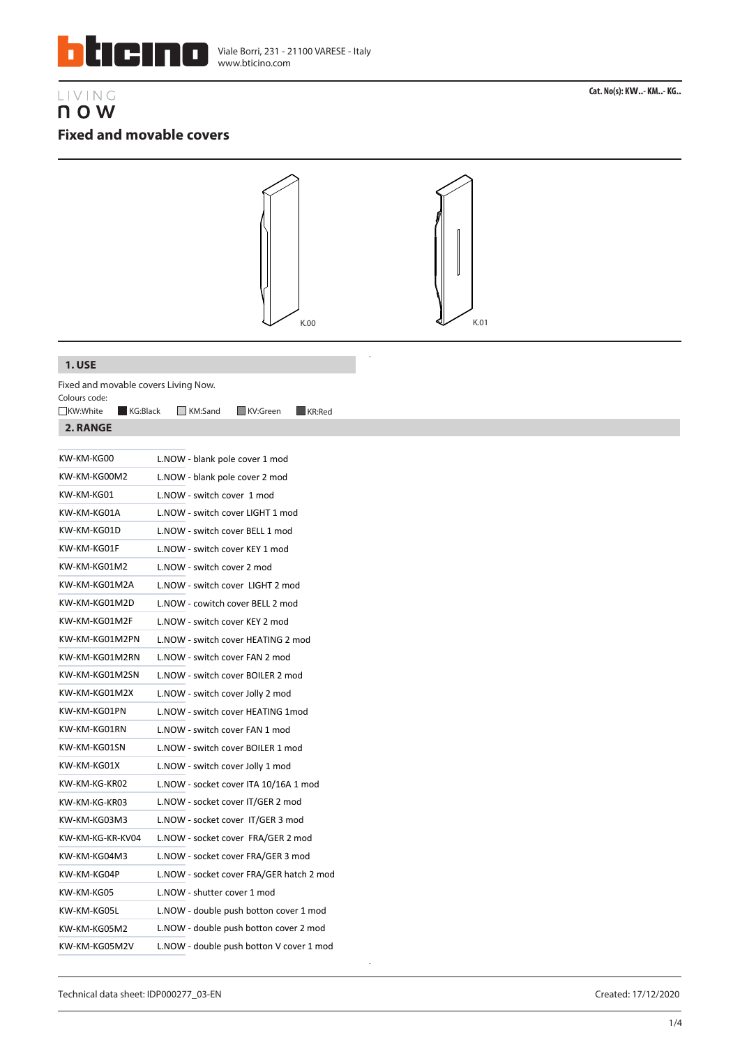Viale Borri, 231 - 21100 VARESE - Italy
www.bticino.com

**Cat. No(s): KW..- KM..- KG..**

LIVING
now

# Fixed and movable covers

K.00 K.01

## 1. USE

Fixed and movable covers Living Now.

Colours code:

KW:White KG:Black KM:Sand KV:Green KR:Red

## 2. RANGE

| | |
|---|---|
| KW-KM-KG00 | L.NOW - blank pole cover 1 mod |
| KW-KM-KG00M2 | L.NOW - blank pole cover 2 mod |
| KW-KM-KG01 | L.NOW - switch cover 1 mod |
| KW-KM-KG01A | L.NOW - switch cover LIGHT 1 mod |
| KW-KM-KG01D | L.NOW - switch cover BELL 1 mod |
| KW-KM-KG01F | L.NOW - switch cover KEY 1 mod |
| KW-KM-KG01M2 | L.NOW - switch cover 2 mod |
| KW-KM-KG01M2A | L.NOW - switch cover LIGHT 2 mod |
| KW-KM-KG01M2D | L.NOW - cowitch cover BELL 2 mod |
| KW-KM-KG01M2F | L.NOW - switch cover KEY 2 mod |
| KW-KM-KG01M2PN | L.NOW - switch cover HEATING 2 mod |
| KW-KM-KG01M2RN | L.NOW - switch cover FAN 2 mod |
| KW-KM-KG01M2SN | L.NOW - switch cover BOILER 2 mod |
| KW-KM-KG01M2X | L.NOW - switch cover Jolly 2 mod |
| KW-KM-KG01PN | L.NOW - switch cover HEATING 1mod |
| KW-KM-KG01RN | L.NOW - switch cover FAN 1 mod |
| KW-KM-KG01SN | L.NOW - switch cover BOILER 1 mod |
| KW-KM-KG01X | L.NOW - switch cover Jolly 1 mod |
| KW-KM-KG-KR02 | L.NOW - socket cover ITA 10/16A 1 mod |
| KW-KM-KG-KR03 | L.NOW - socket cover IT/GER 2 mod |
| KW-KM-KG03M3 | L.NOW - socket cover IT/GER 3 mod |
| KW-KM-KG-KR-KV04 | L.NOW - socket cover FRA/GER 2 mod |
| KW-KM-KG04M3 | L.NOW - socket cover FRA/GER 3 mod |
| KW-KM-KG04P | L.NOW - socket cover FRA/GER hatch 2 mod |
| KW-KM-KG05 | L.NOW - shutter cover 1 mod |
| KW-KM-KG05L | L.NOW - double push botton cover 1 mod |
| KW-KM-KG05M2 | L.NOW - double push botton cover 2 mod |
| KW-KM-KG05M2V | L.NOW - double push botton V cover 1 mod |

Technical data sheet: IDP000277_03-EN

Created: 17/12/2020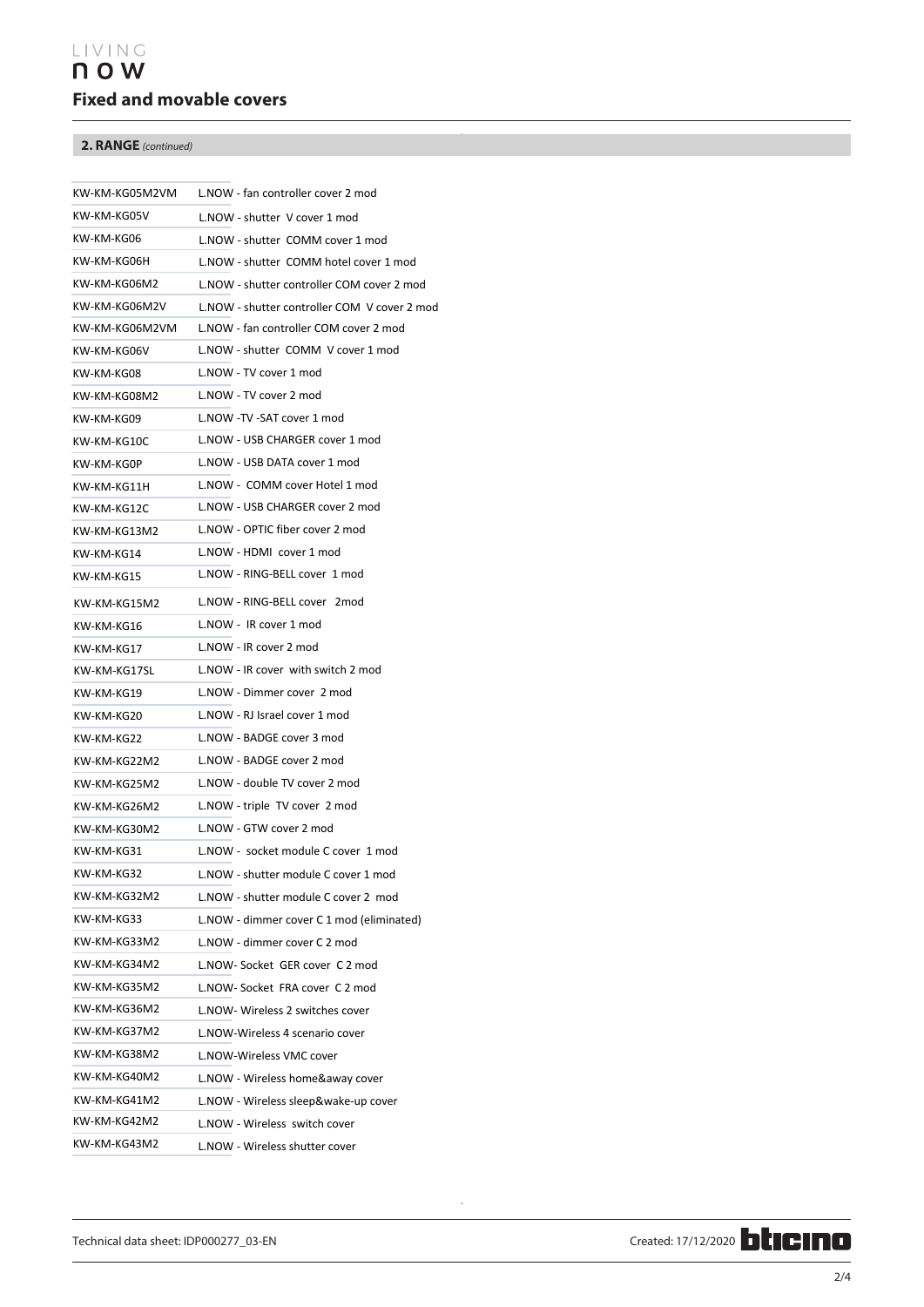## 2. RANGE *(continued)*

| | |
|---|---|
| KW-KM-KG05M2VM | L.NOW - fan controller cover 2 mod |
| KW-KM-KG05V | L.NOW - shutter V cover 1 mod |
| KW-KM-KG06 | L.NOW - shutter COMM cover 1 mod |
| KW-KM-KG06H | L.NOW - shutter COMM hotel cover 1 mod |
| KW-KM-KG06M2 | L.NOW - shutter controller COM cover 2 mod |
| KW-KM-KG06M2V | L.NOW - shutter controller COM V cover 2 mod |
| KW-KM-KG06M2VM | L.NOW - fan controller COM cover 2 mod |
| KW-KM-KG06V | L.NOW - shutter COMM V cover 1 mod |
| KW-KM-KG08 | L.NOW - TV cover 1 mod |
| KW-KM-KG08M2 | L.NOW - TV cover 2 mod |
| KW-KM-KG09 | L.NOW -TV -SAT cover 1 mod |
| KW-KM-KG10C | L.NOW - USB CHARGER cover 1 mod |
| KW-KM-KG0P | L.NOW - USB DATA cover 1 mod |
| KW-KM-KG11H | L.NOW - COMM cover Hotel 1 mod |
| KW-KM-KG12C | L.NOW - USB CHARGER cover 2 mod |
| KW-KM-KG13M2 | L.NOW - OPTIC fiber cover 2 mod |
| KW-KM-KG14 | L.NOW - HDMI cover 1 mod |
| KW-KM-KG15 | L.NOW - RING-BELL cover 1 mod |
| KW-KM-KG15M2 | L.NOW - RING-BELL cover 2mod |
| KW-KM-KG16 | L.NOW - IR cover 1 mod |
| KW-KM-KG17 | L.NOW - IR cover 2 mod |
| KW-KM-KG17SL | L.NOW - IR cover with switch 2 mod |
| KW-KM-KG19 | L.NOW - Dimmer cover 2 mod |
| KW-KM-KG20 | L.NOW - RJ Israel cover 1 mod |
| KW-KM-KG22 | L.NOW - BADGE cover 3 mod |
| KW-KM-KG22M2 | L.NOW - BADGE cover 2 mod |
| KW-KM-KG25M2 | L.NOW - double TV cover 2 mod |
| KW-KM-KG26M2 | L.NOW - triple TV cover 2 mod |
| KW-KM-KG30M2 | L.NOW - GTW cover 2 mod |
| KW-KM-KG31 | L.NOW - socket module C cover 1 mod |
| KW-KM-KG32 | L.NOW - shutter module C cover 1 mod |
| KW-KM-KG32M2 | L.NOW - shutter module C cover 2 mod |
| KW-KM-KG33 | L.NOW - dimmer cover C 1 mod (eliminated) |
| KW-KM-KG33M2 | L.NOW - dimmer cover C 2 mod |
| KW-KM-KG34M2 | L.NOW- Socket GER cover C 2 mod |
| KW-KM-KG35M2 | L.NOW- Socket FRA cover C 2 mod |
| KW-KM-KG36M2 | L.NOW- Wireless 2 switches cover |
| KW-KM-KG37M2 | L.NOW-Wireless 4 scenario cover |
| KW-KM-KG38M2 | L.NOW-Wireless VMC cover |
| KW-KM-KG40M2 | L.NOW - Wireless home&away cover |
| KW-KM-KG41M2 | L.NOW - Wireless sleep&wake-up cover |
| KW-KM-KG42M2 | L.NOW - Wireless switch cover |
| KW-KM-KG43M2 | L.NOW - Wireless shutter cover |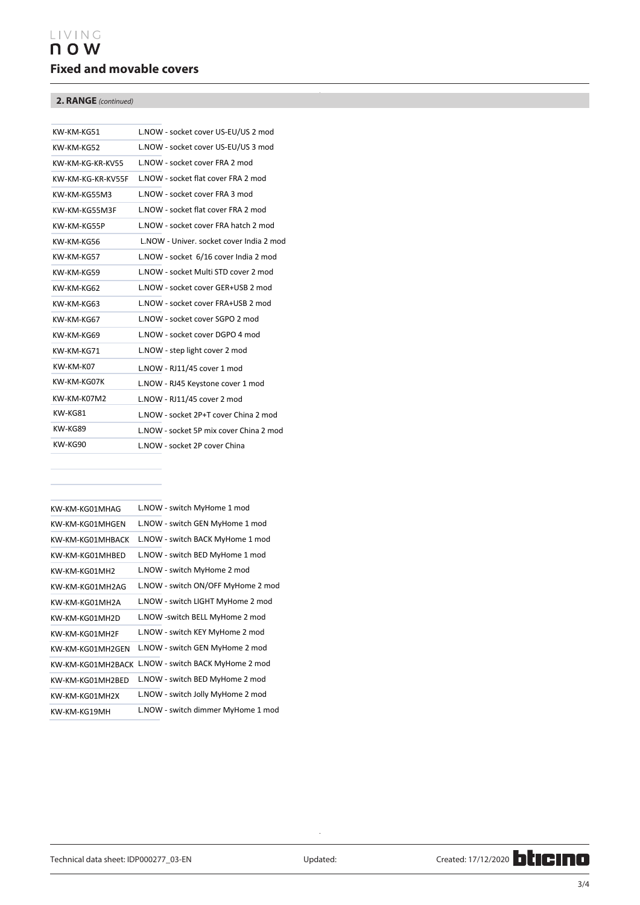## 2. RANGE *(continued)*

| | |
|---|---|
| KW-KM-KG51 | L.NOW - socket cover US-EU/US 2 mod |
| KW-KM-KG52 | L.NOW - socket cover US-EU/US 3 mod |
| KW-KM-KG-KR-KV55 | L.NOW - socket cover FRA 2 mod |
| KW-KM-KG-KR-KV55F | L.NOW - socket flat cover FRA 2 mod |
| KW-KM-KG55M3 | L.NOW - socket cover FRA 3 mod |
| KW-KM-KG55M3F | L.NOW - socket flat cover FRA 2 mod |
| KW-KM-KG55P | L.NOW - socket cover FRA hatch 2 mod |
| KW-KM-KG56 | L.NOW - Univer. socket cover India 2 mod |
| KW-KM-KG57 | L.NOW - socket 6/16 cover India 2 mod |
| KW-KM-KG59 | L.NOW - socket Multi STD cover 2 mod |
| KW-KM-KG62 | L.NOW - socket cover GER+USB 2 mod |
| KW-KM-KG63 | L.NOW - socket cover FRA+USB 2 mod |
| KW-KM-KG67 | L.NOW - socket cover SGPO 2 mod |
| KW-KM-KG69 | L.NOW - socket cover DGPO 4 mod |
| KW-KM-KG71 | L.NOW - step light cover 2 mod |
| KW-KM-K07 | L.NOW - RJ11/45 cover 1 mod |
| KW-KM-KG07K | L.NOW - RJ45 Keystone cover 1 mod |
| KW-KM-K07M2 | L.NOW - RJ11/45 cover 2 mod |
| KW-KG81 | L.NOW - socket 2P+T cover China 2 mod |
| KW-KG89 | L.NOW - socket 5P mix cover China 2 mod |
| KW-KG90 | L.NOW - socket 2P cover China |

| | |
|---|---|
| KW-KM-KG01MHAG | L.NOW - switch MyHome 1 mod |
| KW-KM-KG01MHGEN | L.NOW - switch GEN MyHome 1 mod |
| KW-KM-KG01MHBACK | L.NOW - switch BACK MyHome 1 mod |
| KW-KM-KG01MHBED | L.NOW - switch BED MyHome 1 mod |
| KW-KM-KG01MH2 | L.NOW - switch MyHome 2 mod |
| KW-KM-KG01MH2AG | L.NOW - switch ON/OFF MyHome 2 mod |
| KW-KM-KG01MH2A | L.NOW - switch LIGHT MyHome 2 mod |
| KW-KM-KG01MH2D | L.NOW -switch BELL MyHome 2 mod |
| KW-KM-KG01MH2F | L.NOW - switch KEY MyHome 2 mod |
| KW-KM-KG01MH2GEN | L.NOW - switch GEN MyHome 2 mod |
| KW-KM-KG01MH2BACK | L.NOW - switch BACK MyHome 2 mod |
| KW-KM-KG01MH2BED | L.NOW - switch BED MyHome 2 mod |
| KW-KM-KG01MH2X | L.NOW - switch Jolly MyHome 2 mod |
| KW-KM-KG19MH | L.NOW - switch dimmer MyHome 1 mod |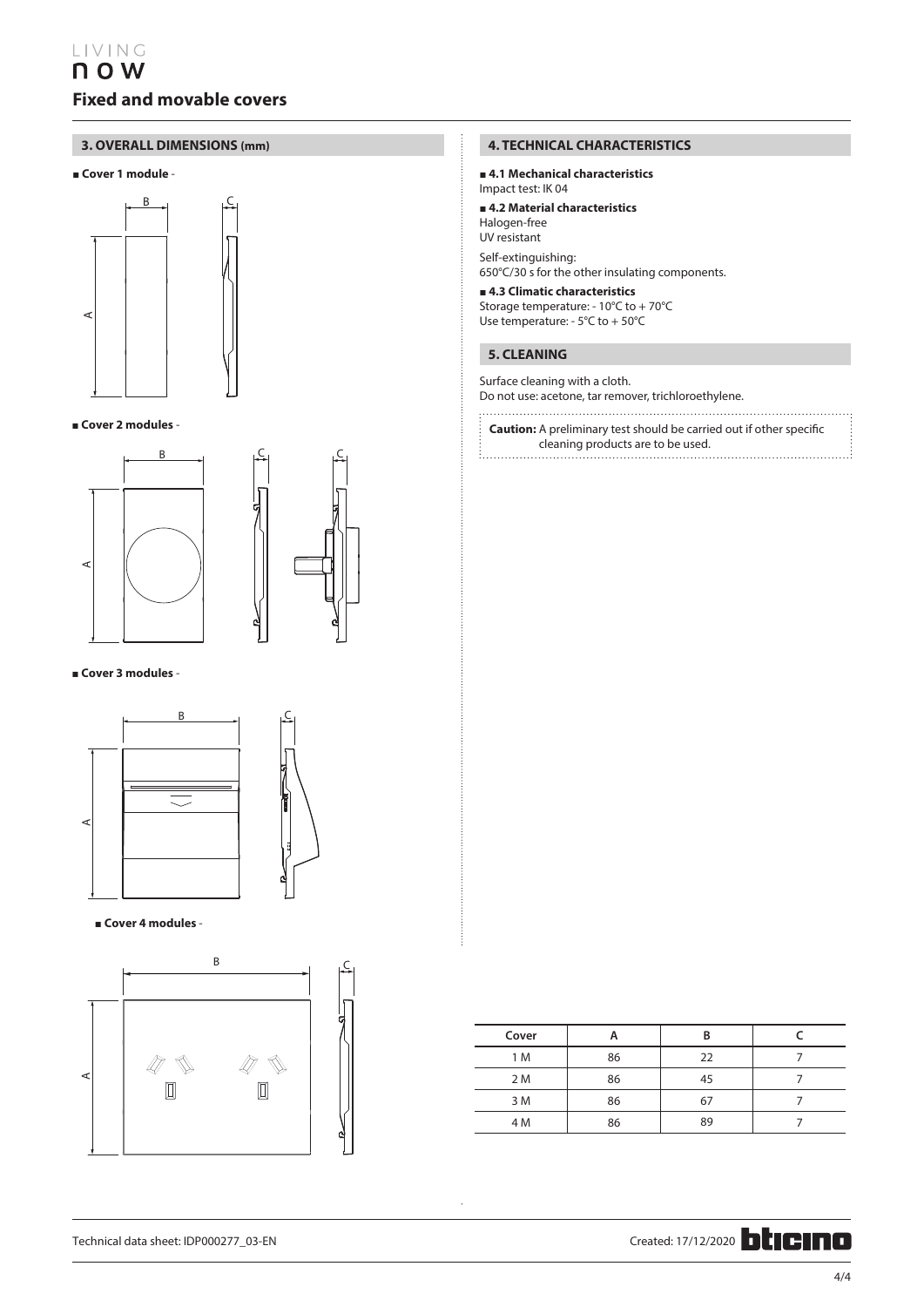# Fixed and movable covers

## 3. OVERALL DIMENSIONS (mm)

■ **Cover 1 module** -

B
C
A

■ **Cover 2 modules** -

B
C
C
A

■ **Cover 3 modules** -

B
C
A

■ **Cover 4 modules** -

B
C
A

| Cover | A | B | C |
|---|---|---|---|
| 1 M | 86 | 22 | 7 |
| 2 M | 86 | 45 | 7 |
| 3 M | 86 | 67 | 7 |
| 4 M | 86 | 89 | 7 |

## 4. TECHNICAL CHARACTERISTICS

■ **4.1 Mechanical characteristics**
Impact test: IK 04

■ **4.2 Material characteristics**
Halogen-free
UV resistant

Self-extinguishing:
650°C/30 s for the other insulating components.

■ **4.3 Climatic characteristics**
Storage temperature: - 10°C to + 70°C
Use temperature: - 5°C to + 50°C

## 5. CLEANING

Surface cleaning with a cloth.
Do not use: acetone, tar remover, trichloroethylene.

**Caution:** A preliminary test should be carried out if other specific cleaning products are to be used.

Technical data sheet: IDP000277_03-EN

Created: 17/12/2020